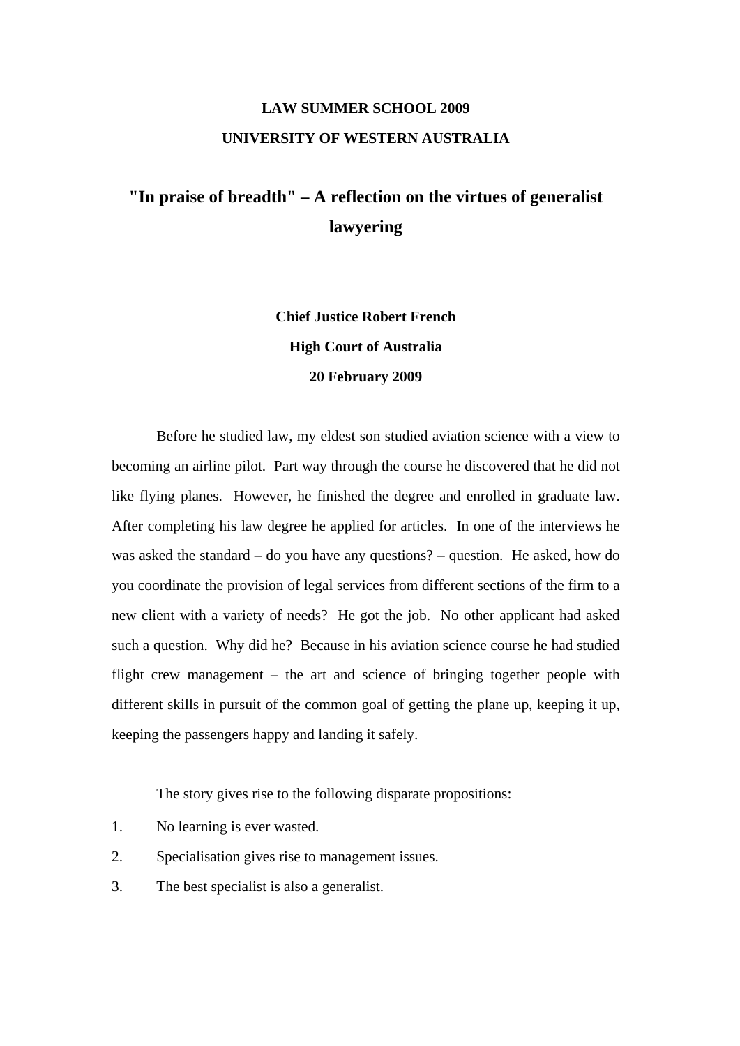**LAW SUMMER SCHOOL 2009**

**UNIVERSITY OF WESTERN AUSTRALIA**

# "In praise of breadth" – A reflection on the virtues of generalist lawyering

**Chief Justice Robert French**

**High Court of Australia**

**20 February 2009**

Before he studied law, my eldest son studied aviation science with a view to becoming an airline pilot. Part way through the course he discovered that he did not like flying planes. However, he finished the degree and enrolled in graduate law. After completing his law degree he applied for articles. In one of the interviews he was asked the standard – do you have any questions? – question. He asked, how do you coordinate the provision of legal services from different sections of the firm to a new client with a variety of needs? He got the job. No other applicant had asked such a question. Why did he? Because in his aviation science course he had studied flight crew management – the art and science of bringing together people with different skills in pursuit of the common goal of getting the plane up, keeping it up, keeping the passengers happy and landing it safely.

The story gives rise to the following disparate propositions:

1. No learning is ever wasted.
2. Specialisation gives rise to management issues.
3. The best specialist is also a generalist.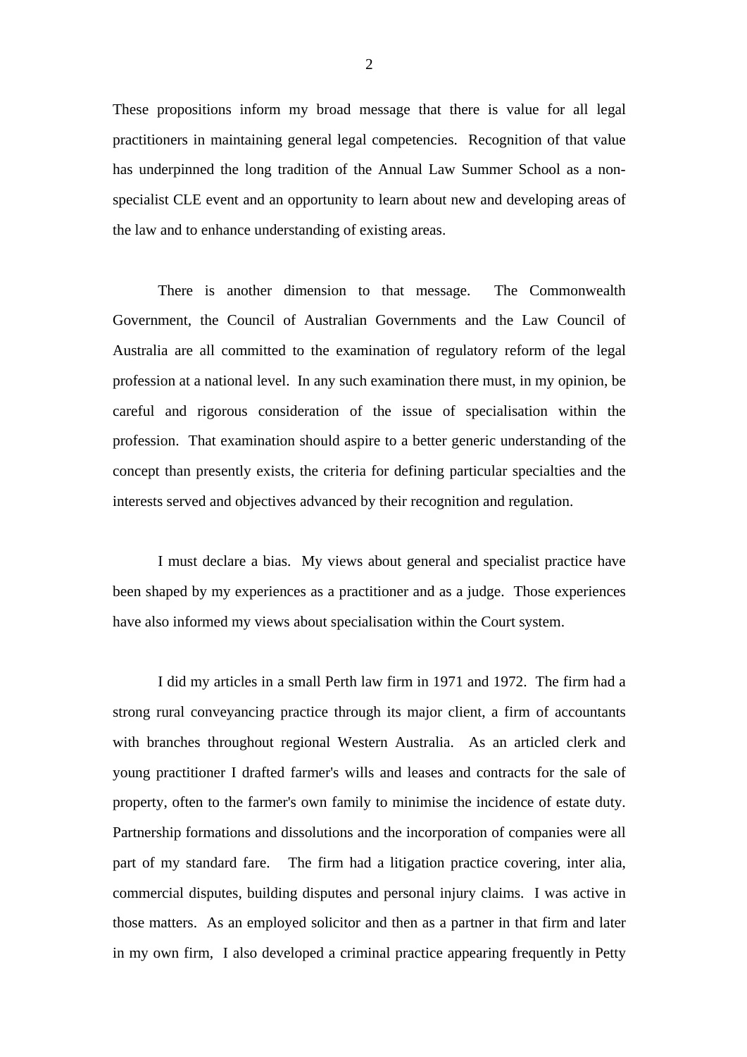These propositions inform my broad message that there is value for all legal practitioners in maintaining general legal competencies. Recognition of that value has underpinned the long tradition of the Annual Law Summer School as a non-specialist CLE event and an opportunity to learn about new and developing areas of the law and to enhance understanding of existing areas.

There is another dimension to that message. The Commonwealth Government, the Council of Australian Governments and the Law Council of Australia are all committed to the examination of regulatory reform of the legal profession at a national level. In any such examination there must, in my opinion, be careful and rigorous consideration of the issue of specialisation within the profession. That examination should aspire to a better generic understanding of the concept than presently exists, the criteria for defining particular specialties and the interests served and objectives advanced by their recognition and regulation.

I must declare a bias. My views about general and specialist practice have been shaped by my experiences as a practitioner and as a judge. Those experiences have also informed my views about specialisation within the Court system.

I did my articles in a small Perth law firm in 1971 and 1972. The firm had a strong rural conveyancing practice through its major client, a firm of accountants with branches throughout regional Western Australia. As an articled clerk and young practitioner I drafted farmer's wills and leases and contracts for the sale of property, often to the farmer's own family to minimise the incidence of estate duty. Partnership formations and dissolutions and the incorporation of companies were all part of my standard fare. The firm had a litigation practice covering, inter alia, commercial disputes, building disputes and personal injury claims. I was active in those matters. As an employed solicitor and then as a partner in that firm and later in my own firm, I also developed a criminal practice appearing frequently in Petty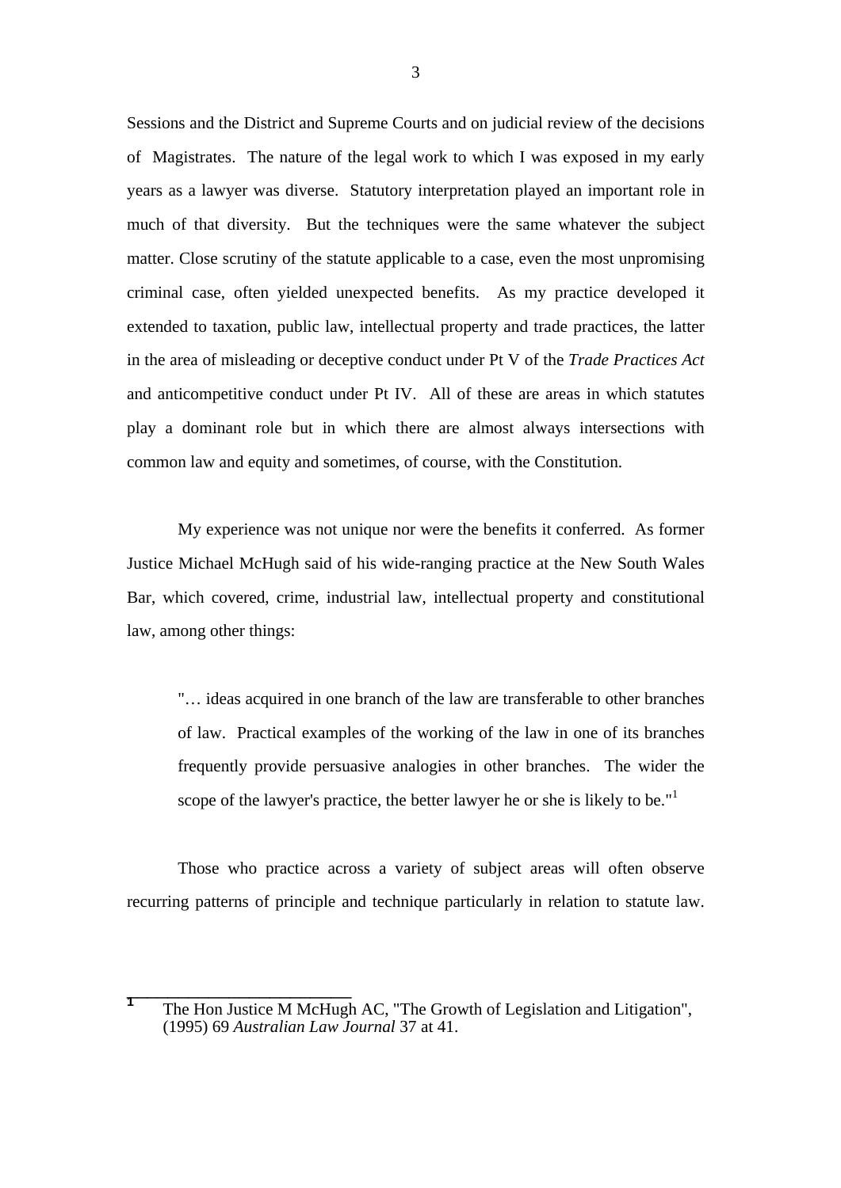Sessions and the District and Supreme Courts and on judicial review of the decisions of Magistrates. The nature of the legal work to which I was exposed in my early years as a lawyer was diverse. Statutory interpretation played an important role in much of that diversity. But the techniques were the same whatever the subject matter. Close scrutiny of the statute applicable to a case, even the most unpromising criminal case, often yielded unexpected benefits. As my practice developed it extended to taxation, public law, intellectual property and trade practices, the latter in the area of misleading or deceptive conduct under Pt V of the *Trade Practices Act* and anticompetitive conduct under Pt IV. All of these are areas in which statutes play a dominant role but in which there are almost always intersections with common law and equity and sometimes, of course, with the Constitution.

My experience was not unique nor were the benefits it conferred. As former Justice Michael McHugh said of his wide-ranging practice at the New South Wales Bar, which covered, crime, industrial law, intellectual property and constitutional law, among other things:

> "… ideas acquired in one branch of the law are transferable to other branches of law. Practical examples of the working of the law in one of its branches frequently provide persuasive analogies in other branches. The wider the scope of the lawyer's practice, the better lawyer he or she is likely to be."[1]

Those who practice across a variety of subject areas will often observe recurring patterns of principle and technique particularly in relation to statute law.

---

[1] The Hon Justice M McHugh AC, "The Growth of Legislation and Litigation", (1995) 69 *Australian Law Journal* 37 at 41.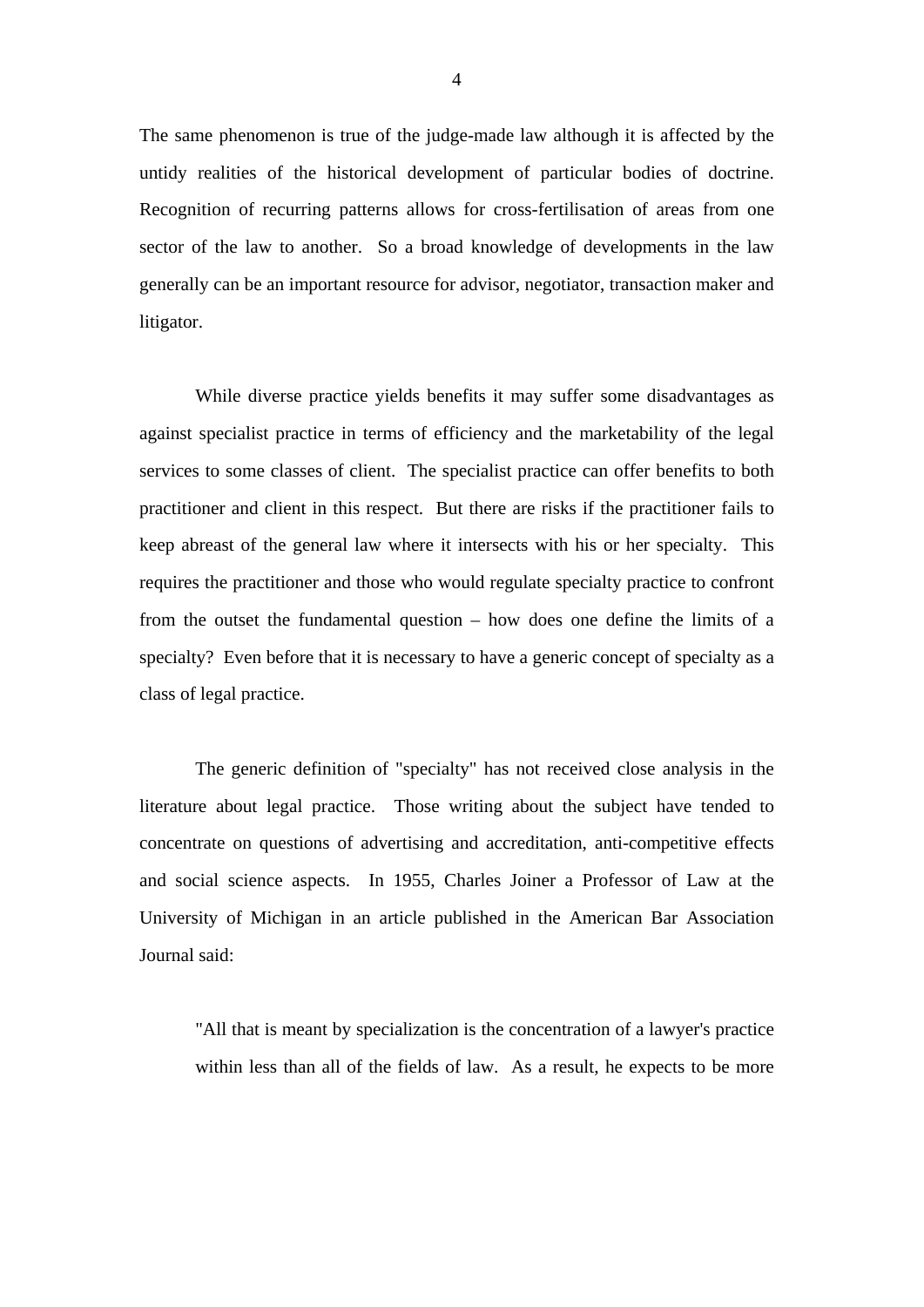The same phenomenon is true of the judge-made law although it is affected by the untidy realities of the historical development of particular bodies of doctrine. Recognition of recurring patterns allows for cross-fertilisation of areas from one sector of the law to another. So a broad knowledge of developments in the law generally can be an important resource for advisor, negotiator, transaction maker and litigator.

While diverse practice yields benefits it may suffer some disadvantages as against specialist practice in terms of efficiency and the marketability of the legal services to some classes of client. The specialist practice can offer benefits to both practitioner and client in this respect. But there are risks if the practitioner fails to keep abreast of the general law where it intersects with his or her specialty. This requires the practitioner and those who would regulate specialty practice to confront from the outset the fundamental question – how does one define the limits of a specialty? Even before that it is necessary to have a generic concept of specialty as a class of legal practice.

The generic definition of "specialty" has not received close analysis in the literature about legal practice. Those writing about the subject have tended to concentrate on questions of advertising and accreditation, anti-competitive effects and social science aspects. In 1955, Charles Joiner a Professor of Law at the University of Michigan in an article published in the American Bar Association Journal said:

> "All that is meant by specialization is the concentration of a lawyer's practice within less than all of the fields of law. As a result, he expects to be more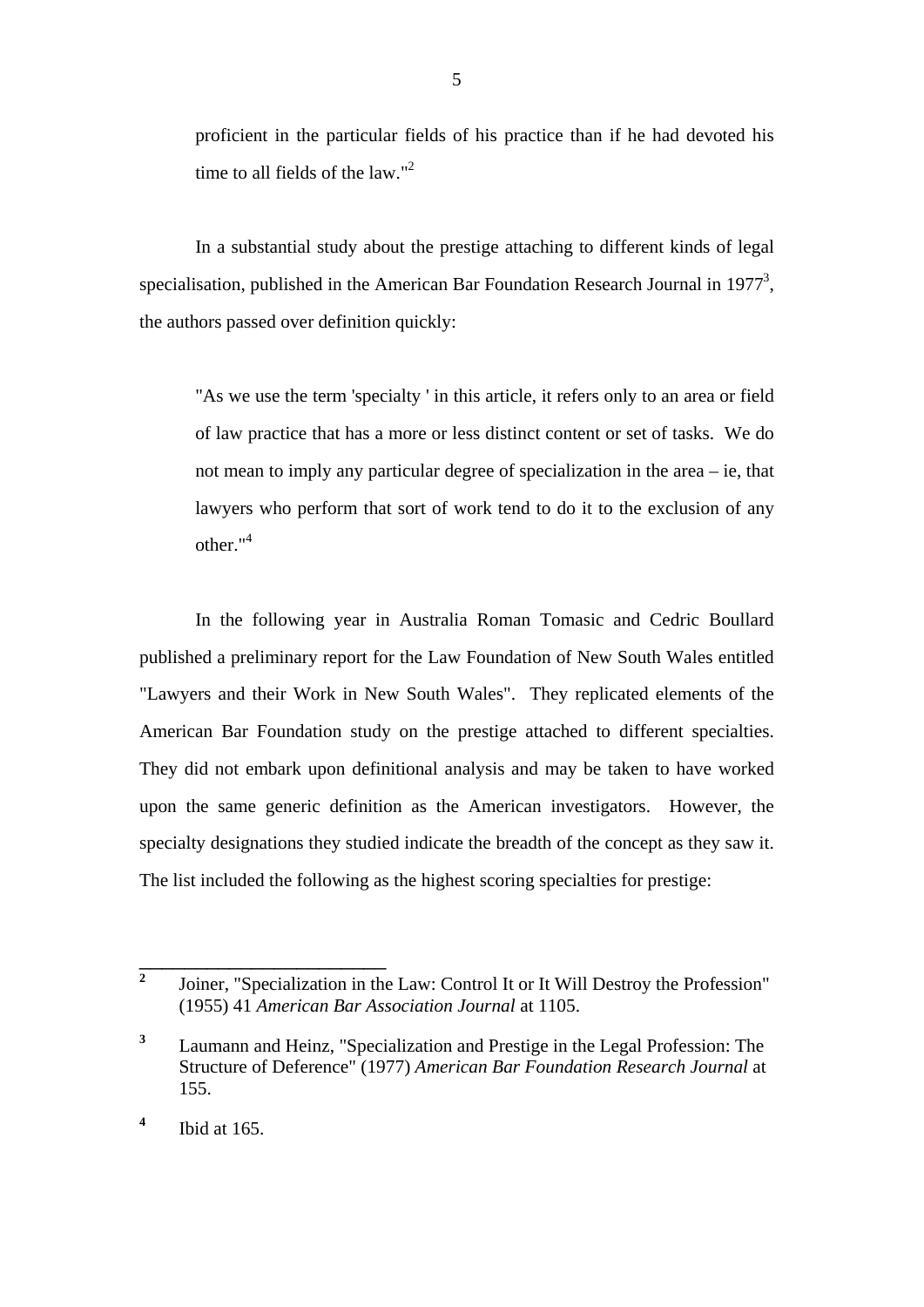> proficient in the particular fields of his practice than if he had devoted his time to all fields of the law."[2]

In a substantial study about the prestige attaching to different kinds of legal specialisation, published in the American Bar Foundation Research Journal in 1977[3], the authors passed over definition quickly:

> "As we use the term 'specialty ' in this article, it refers only to an area or field of law practice that has a more or less distinct content or set of tasks. We do not mean to imply any particular degree of specialization in the area – ie, that lawyers who perform that sort of work tend to do it to the exclusion of any other."[4]

In the following year in Australia Roman Tomasic and Cedric Boullard published a preliminary report for the Law Foundation of New South Wales entitled "Lawyers and their Work in New South Wales". They replicated elements of the American Bar Foundation study on the prestige attached to different specialties. They did not embark upon definitional analysis and may be taken to have worked upon the same generic definition as the American investigators. However, the specialty designations they studied indicate the breadth of the concept as they saw it. The list included the following as the highest scoring specialties for prestige:

---

[2] Joiner, "Specialization in the Law: Control It or It Will Destroy the Profession" (1955) 41 *American Bar Association Journal* at 1105.

[3] Laumann and Heinz, "Specialization and Prestige in the Legal Profession: The Structure of Deference" (1977) *American Bar Foundation Research Journal* at 155.

[4] Ibid at 165.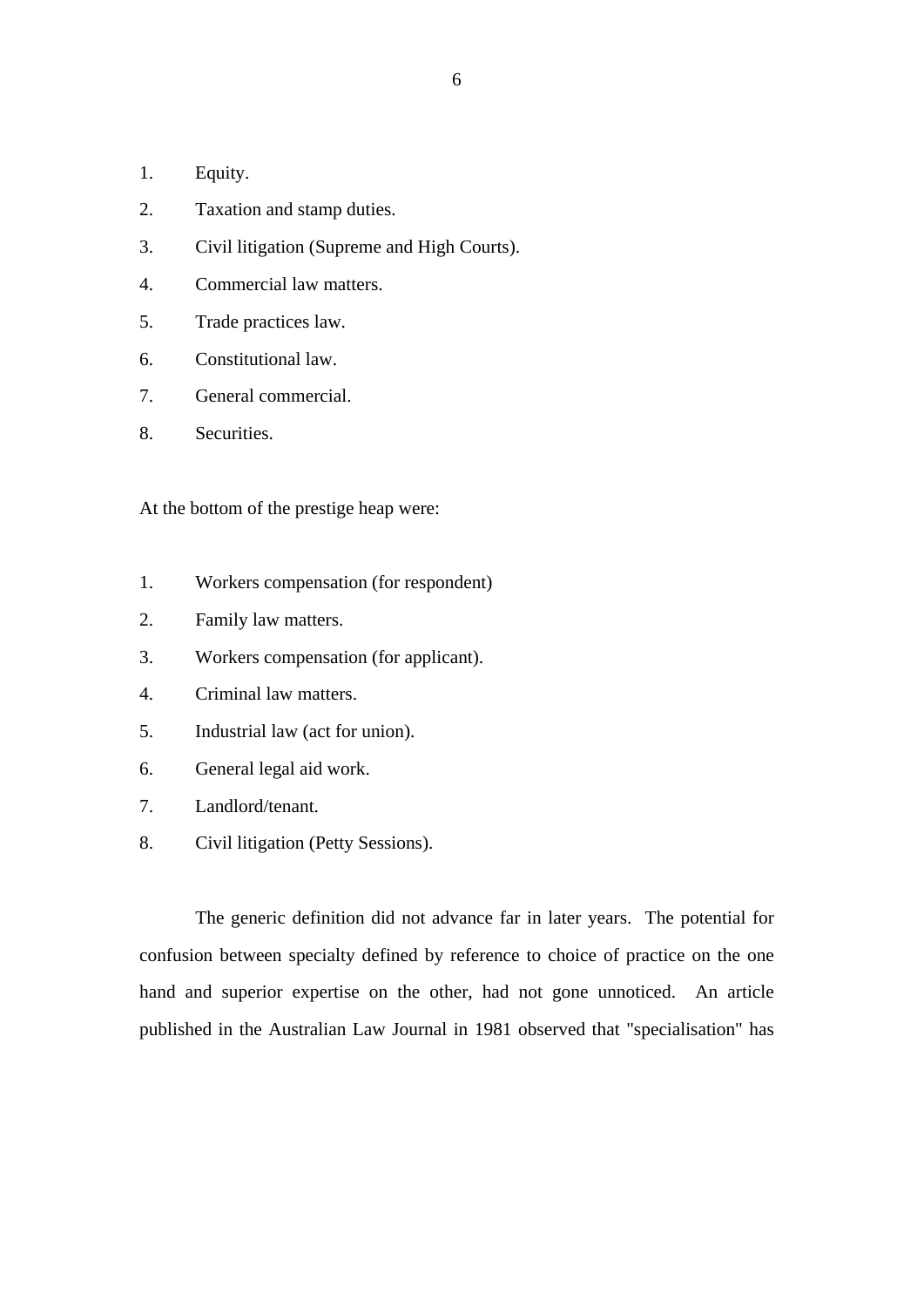1. Equity.
2. Taxation and stamp duties.
3. Civil litigation (Supreme and High Courts).
4. Commercial law matters.
5. Trade practices law.
6. Constitutional law.
7. General commercial.
8. Securities.

At the bottom of the prestige heap were:

1. Workers compensation (for respondent)
2. Family law matters.
3. Workers compensation (for applicant).
4. Criminal law matters.
5. Industrial law (act for union).
6. General legal aid work.
7. Landlord/tenant.
8. Civil litigation (Petty Sessions).

The generic definition did not advance far in later years. The potential for confusion between specialty defined by reference to choice of practice on the one hand and superior expertise on the other, had not gone unnoticed. An article published in the Australian Law Journal in 1981 observed that "specialisation" has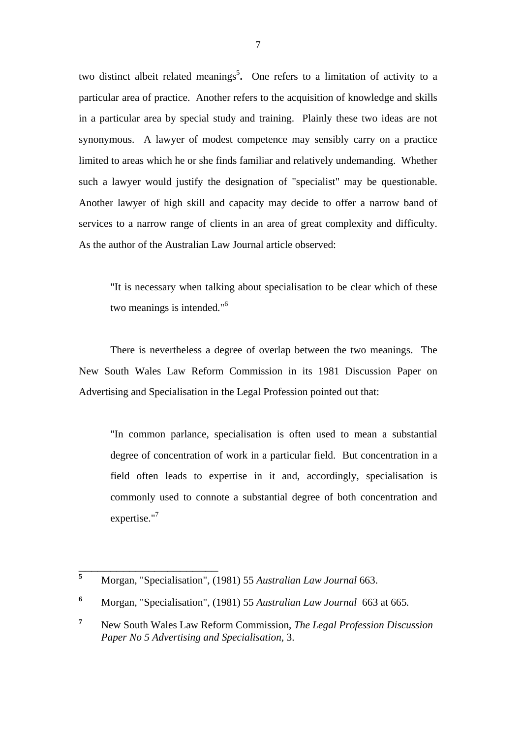two distinct albeit related meanings[5]**.** One refers to a limitation of activity to a particular area of practice. Another refers to the acquisition of knowledge and skills in a particular area by special study and training. Plainly these two ideas are not synonymous. A lawyer of modest competence may sensibly carry on a practice limited to areas which he or she finds familiar and relatively undemanding. Whether such a lawyer would justify the designation of "specialist" may be questionable. Another lawyer of high skill and capacity may decide to offer a narrow band of services to a narrow range of clients in an area of great complexity and difficulty. As the author of the Australian Law Journal article observed:

> "It is necessary when talking about specialisation to be clear which of these two meanings is intended."[6]

There is nevertheless a degree of overlap between the two meanings. The New South Wales Law Reform Commission in its 1981 Discussion Paper on Advertising and Specialisation in the Legal Profession pointed out that:

> "In common parlance, specialisation is often used to mean a substantial degree of concentration of work in a particular field. But concentration in a field often leads to expertise in it and, accordingly, specialisation is commonly used to connote a substantial degree of both concentration and expertise."[7]

---

[5] Morgan, "Specialisation", (1981) 55 *Australian Law Journal* 663.

[6] Morgan, "Specialisation", (1981) 55 *Australian Law Journal* 663 at 665*.*

[7] New South Wales Law Reform Commission, *The Legal Profession Discussion Paper No 5 Advertising and Specialisation*, 3.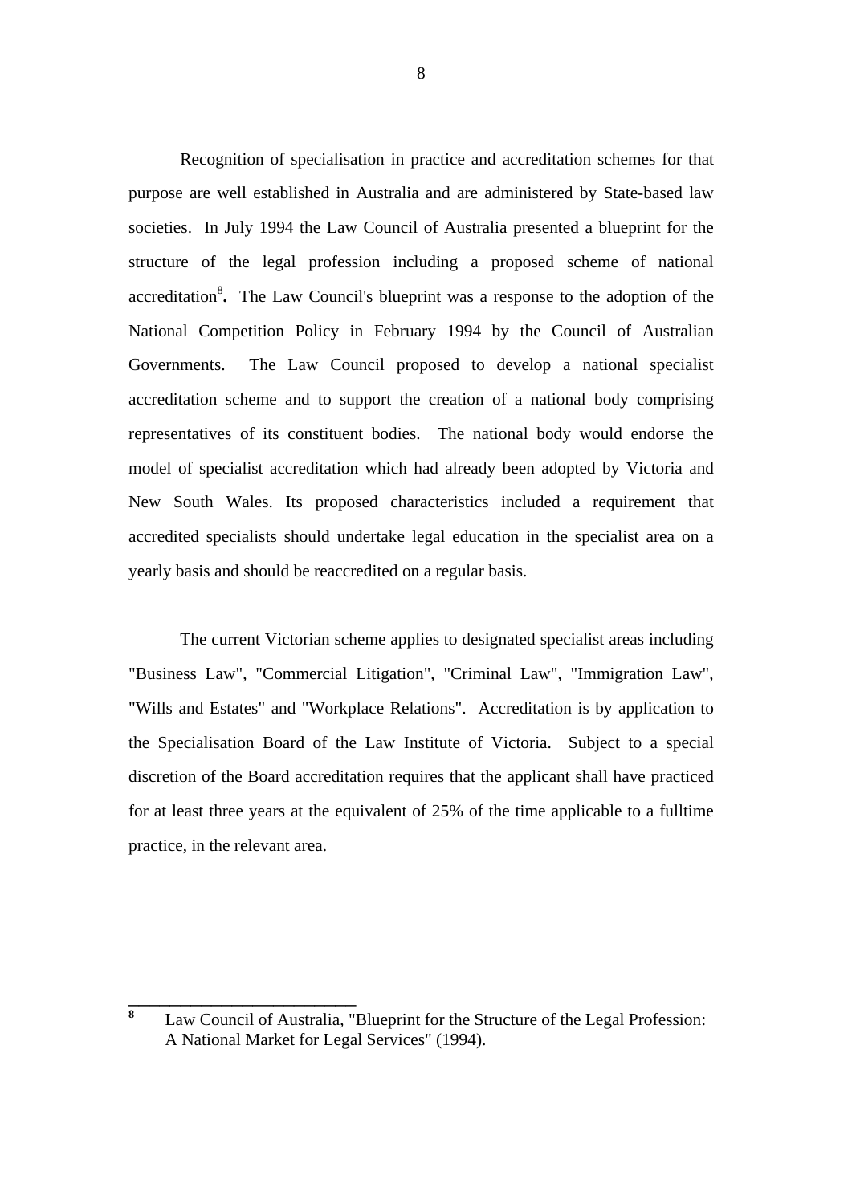Recognition of specialisation in practice and accreditation schemes for that purpose are well established in Australia and are administered by State-based law societies. In July 1994 the Law Council of Australia presented a blueprint for the structure of the legal profession including a proposed scheme of national accreditation[8]**.** The Law Council's blueprint was a response to the adoption of the National Competition Policy in February 1994 by the Council of Australian Governments. The Law Council proposed to develop a national specialist accreditation scheme and to support the creation of a national body comprising representatives of its constituent bodies. The national body would endorse the model of specialist accreditation which had already been adopted by Victoria and New South Wales. Its proposed characteristics included a requirement that accredited specialists should undertake legal education in the specialist area on a yearly basis and should be reaccredited on a regular basis.

The current Victorian scheme applies to designated specialist areas including "Business Law", "Commercial Litigation", "Criminal Law", "Immigration Law", "Wills and Estates" and "Workplace Relations". Accreditation is by application to the Specialisation Board of the Law Institute of Victoria. Subject to a special discretion of the Board accreditation requires that the applicant shall have practiced for at least three years at the equivalent of 25% of the time applicable to a fulltime practice, in the relevant area.

---

[8] Law Council of Australia, "Blueprint for the Structure of the Legal Profession: A National Market for Legal Services" (1994).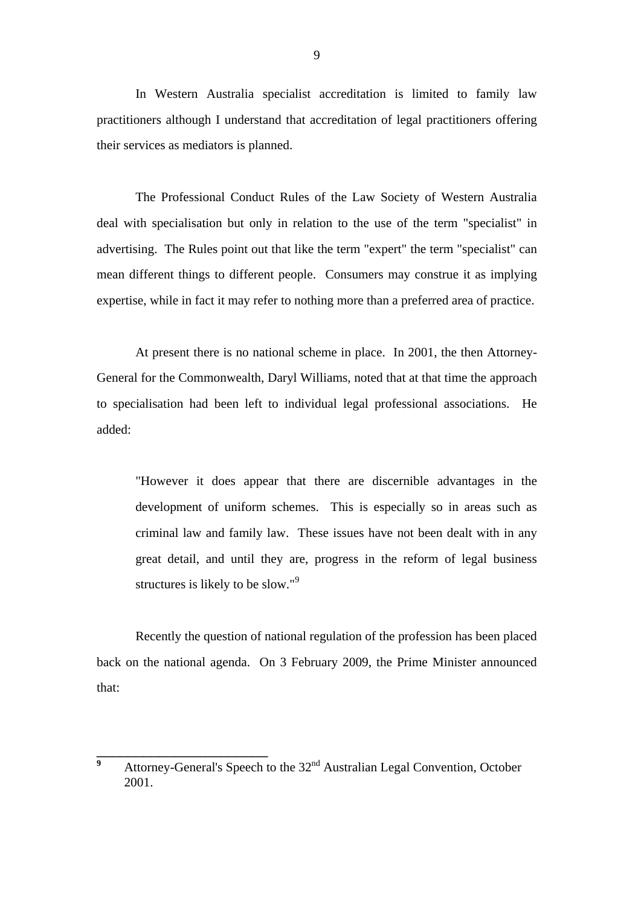In Western Australia specialist accreditation is limited to family law practitioners although I understand that accreditation of legal practitioners offering their services as mediators is planned.

The Professional Conduct Rules of the Law Society of Western Australia deal with specialisation but only in relation to the use of the term "specialist" in advertising. The Rules point out that like the term "expert" the term "specialist" can mean different things to different people. Consumers may construe it as implying expertise, while in fact it may refer to nothing more than a preferred area of practice.

At present there is no national scheme in place. In 2001, the then Attorney-General for the Commonwealth, Daryl Williams, noted that at that time the approach to specialisation had been left to individual legal professional associations. He added:

> "However it does appear that there are discernible advantages in the development of uniform schemes. This is especially so in areas such as criminal law and family law. These issues have not been dealt with in any great detail, and until they are, progress in the reform of legal business structures is likely to be slow."[9]

Recently the question of national regulation of the profession has been placed back on the national agenda. On 3 February 2009, the Prime Minister announced that:

---

[9] Attorney-General's Speech to the 32nd Australian Legal Convention, October 2001.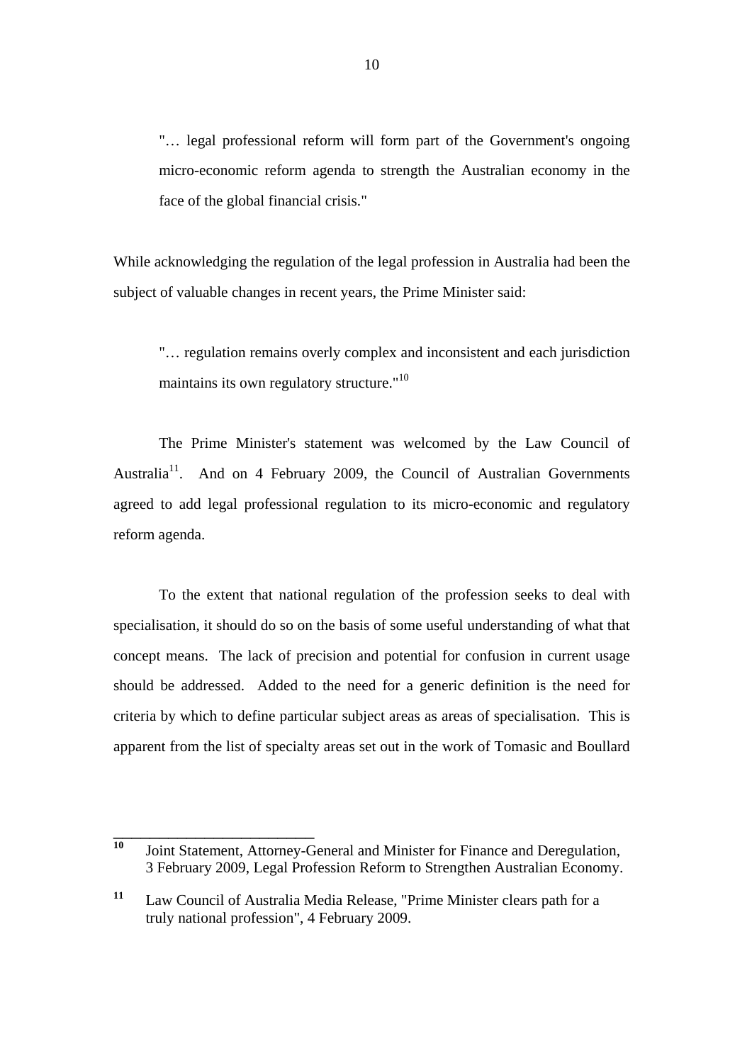> "… legal professional reform will form part of the Government's ongoing micro-economic reform agenda to strength the Australian economy in the face of the global financial crisis."

While acknowledging the regulation of the legal profession in Australia had been the subject of valuable changes in recent years, the Prime Minister said:

> "… regulation remains overly complex and inconsistent and each jurisdiction maintains its own regulatory structure."[10]

The Prime Minister's statement was welcomed by the Law Council of Australia[11]. And on 4 February 2009, the Council of Australian Governments agreed to add legal professional regulation to its micro-economic and regulatory reform agenda.

To the extent that national regulation of the profession seeks to deal with specialisation, it should do so on the basis of some useful understanding of what that concept means. The lack of precision and potential for confusion in current usage should be addressed. Added to the need for a generic definition is the need for criteria by which to define particular subject areas as areas of specialisation. This is apparent from the list of specialty areas set out in the work of Tomasic and Boullard

---

[10] Joint Statement, Attorney-General and Minister for Finance and Deregulation, 3 February 2009, Legal Profession Reform to Strengthen Australian Economy.

[11] Law Council of Australia Media Release, "Prime Minister clears path for a truly national profession", 4 February 2009.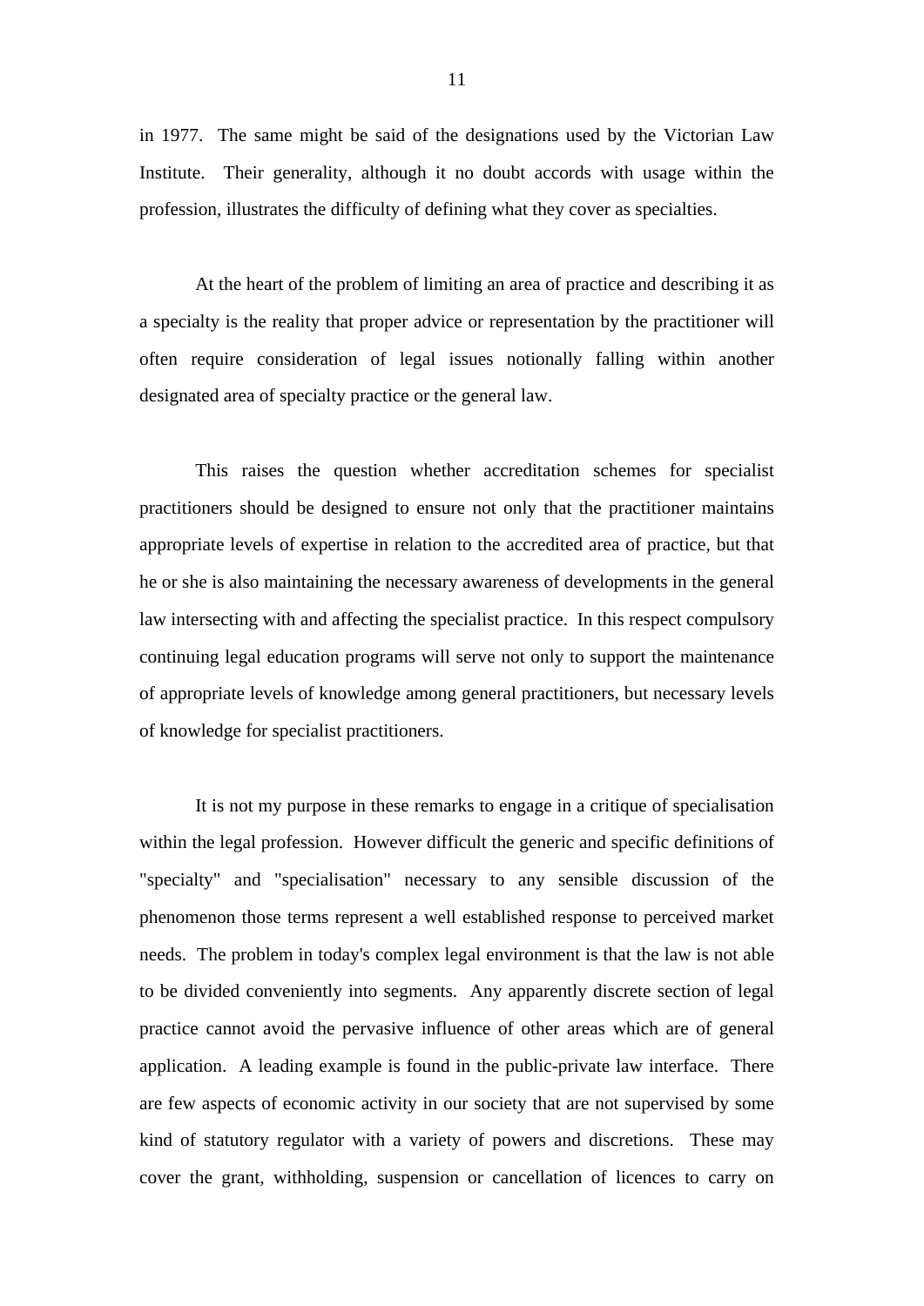in 1977. The same might be said of the designations used by the Victorian Law Institute. Their generality, although it no doubt accords with usage within the profession, illustrates the difficulty of defining what they cover as specialties.

At the heart of the problem of limiting an area of practice and describing it as a specialty is the reality that proper advice or representation by the practitioner will often require consideration of legal issues notionally falling within another designated area of specialty practice or the general law.

This raises the question whether accreditation schemes for specialist practitioners should be designed to ensure not only that the practitioner maintains appropriate levels of expertise in relation to the accredited area of practice, but that he or she is also maintaining the necessary awareness of developments in the general law intersecting with and affecting the specialist practice. In this respect compulsory continuing legal education programs will serve not only to support the maintenance of appropriate levels of knowledge among general practitioners, but necessary levels of knowledge for specialist practitioners.

It is not my purpose in these remarks to engage in a critique of specialisation within the legal profession. However difficult the generic and specific definitions of "specialty" and "specialisation" necessary to any sensible discussion of the phenomenon those terms represent a well established response to perceived market needs. The problem in today's complex legal environment is that the law is not able to be divided conveniently into segments. Any apparently discrete section of legal practice cannot avoid the pervasive influence of other areas which are of general application. A leading example is found in the public-private law interface. There are few aspects of economic activity in our society that are not supervised by some kind of statutory regulator with a variety of powers and discretions. These may cover the grant, withholding, suspension or cancellation of licences to carry on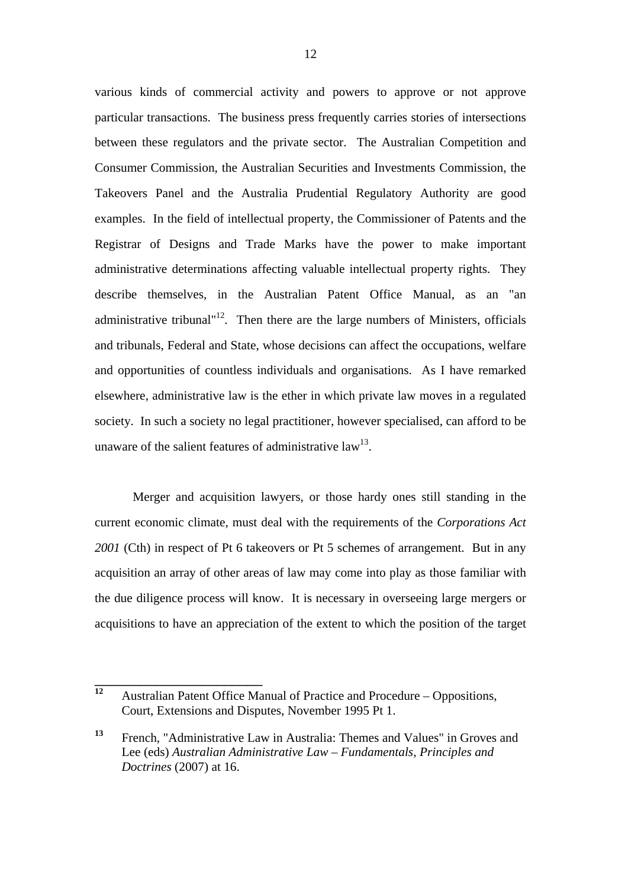various kinds of commercial activity and powers to approve or not approve particular transactions. The business press frequently carries stories of intersections between these regulators and the private sector. The Australian Competition and Consumer Commission, the Australian Securities and Investments Commission, the Takeovers Panel and the Australia Prudential Regulatory Authority are good examples. In the field of intellectual property, the Commissioner of Patents and the Registrar of Designs and Trade Marks have the power to make important administrative determinations affecting valuable intellectual property rights. They describe themselves, in the Australian Patent Office Manual, as an "an administrative tribunal"[12]. Then there are the large numbers of Ministers, officials and tribunals, Federal and State, whose decisions can affect the occupations, welfare and opportunities of countless individuals and organisations. As I have remarked elsewhere, administrative law is the ether in which private law moves in a regulated society. In such a society no legal practitioner, however specialised, can afford to be unaware of the salient features of administrative law[13].

Merger and acquisition lawyers, or those hardy ones still standing in the current economic climate, must deal with the requirements of the *Corporations Act 2001* (Cth) in respect of Pt 6 takeovers or Pt 5 schemes of arrangement. But in any acquisition an array of other areas of law may come into play as those familiar with the due diligence process will know. It is necessary in overseeing large mergers or acquisitions to have an appreciation of the extent to which the position of the target

---

[12] Australian Patent Office Manual of Practice and Procedure – Oppositions, Court, Extensions and Disputes, November 1995 Pt 1.

[13] French, "Administrative Law in Australia: Themes and Values" in Groves and Lee (eds) *Australian Administrative Law – Fundamentals, Principles and Doctrines* (2007) at 16.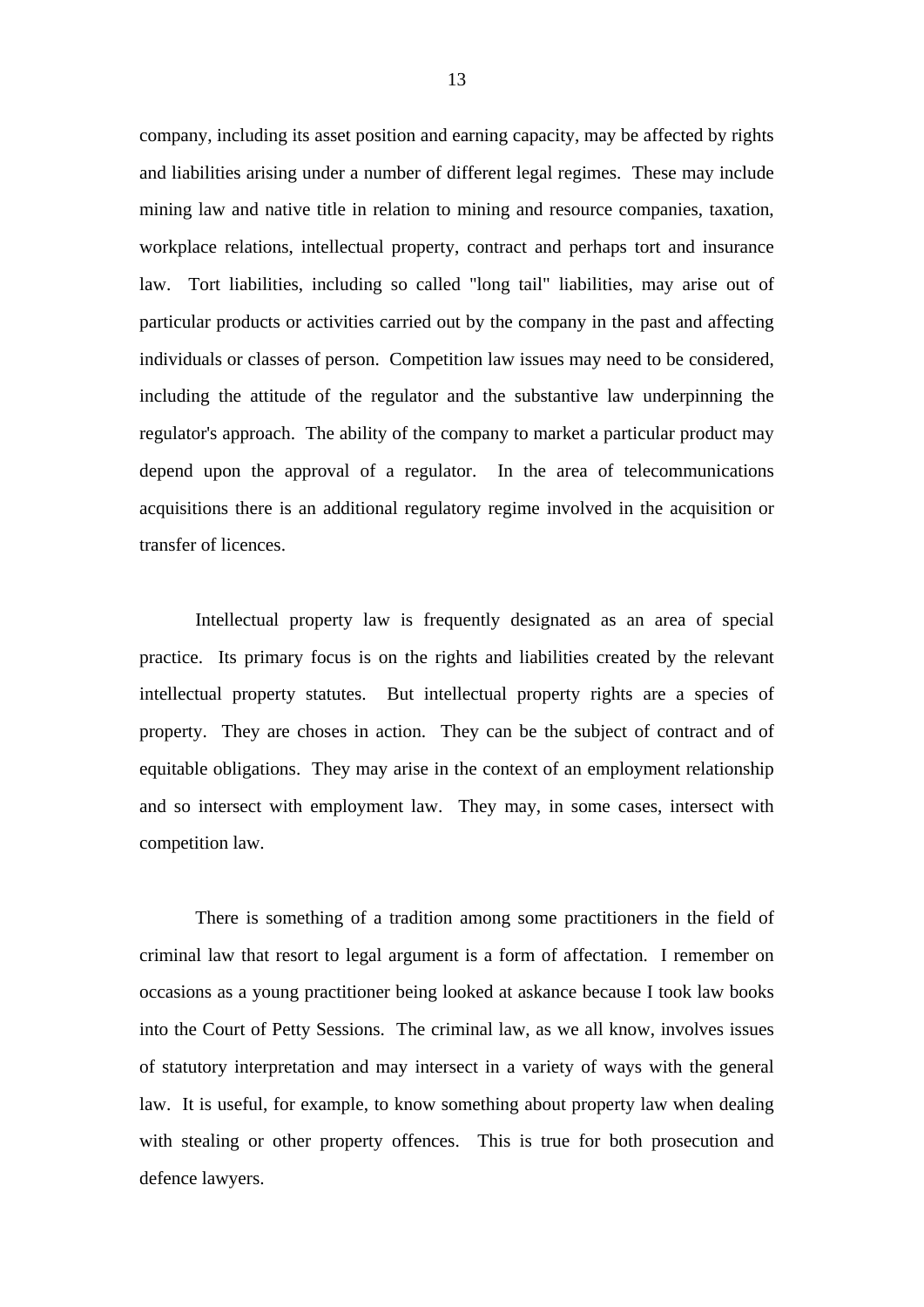company, including its asset position and earning capacity, may be affected by rights and liabilities arising under a number of different legal regimes. These may include mining law and native title in relation to mining and resource companies, taxation, workplace relations, intellectual property, contract and perhaps tort and insurance law. Tort liabilities, including so called "long tail" liabilities, may arise out of particular products or activities carried out by the company in the past and affecting individuals or classes of person. Competition law issues may need to be considered, including the attitude of the regulator and the substantive law underpinning the regulator's approach. The ability of the company to market a particular product may depend upon the approval of a regulator. In the area of telecommunications acquisitions there is an additional regulatory regime involved in the acquisition or transfer of licences.

Intellectual property law is frequently designated as an area of special practice. Its primary focus is on the rights and liabilities created by the relevant intellectual property statutes. But intellectual property rights are a species of property. They are choses in action. They can be the subject of contract and of equitable obligations. They may arise in the context of an employment relationship and so intersect with employment law. They may, in some cases, intersect with competition law.

There is something of a tradition among some practitioners in the field of criminal law that resort to legal argument is a form of affectation. I remember on occasions as a young practitioner being looked at askance because I took law books into the Court of Petty Sessions. The criminal law, as we all know, involves issues of statutory interpretation and may intersect in a variety of ways with the general law. It is useful, for example, to know something about property law when dealing with stealing or other property offences. This is true for both prosecution and defence lawyers.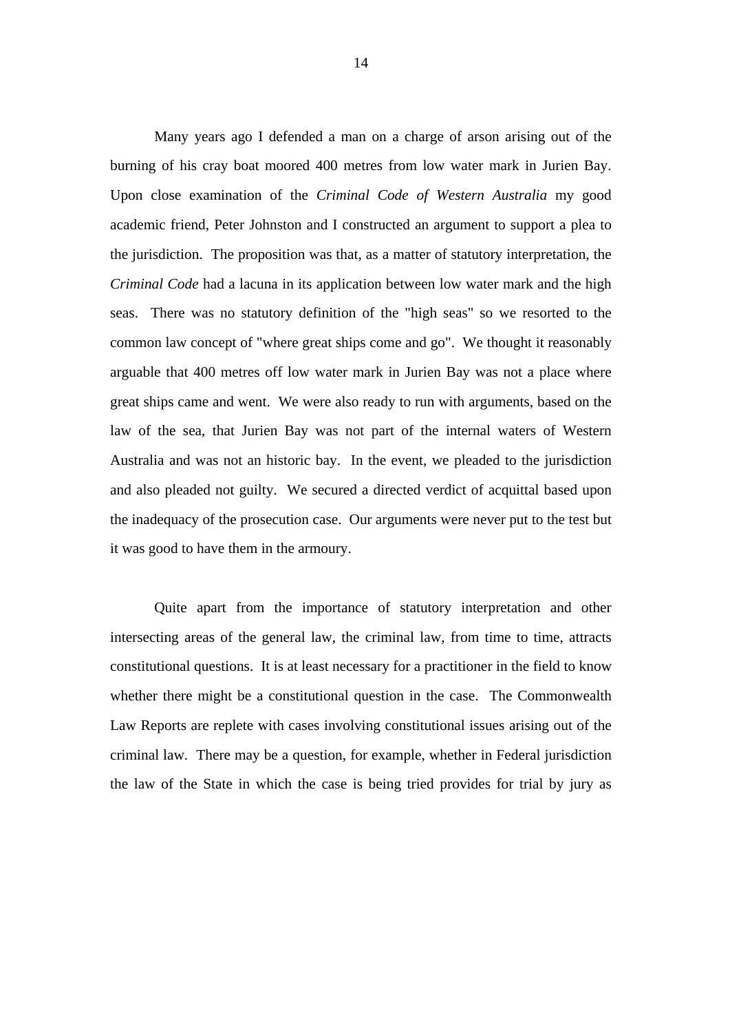Many years ago I defended a man on a charge of arson arising out of the burning of his cray boat moored 400 metres from low water mark in Jurien Bay. Upon close examination of the *Criminal Code of Western Australia* my good academic friend, Peter Johnston and I constructed an argument to support a plea to the jurisdiction. The proposition was that, as a matter of statutory interpretation, the *Criminal Code* had a lacuna in its application between low water mark and the high seas. There was no statutory definition of the "high seas" so we resorted to the common law concept of "where great ships come and go". We thought it reasonably arguable that 400 metres off low water mark in Jurien Bay was not a place where great ships came and went. We were also ready to run with arguments, based on the law of the sea, that Jurien Bay was not part of the internal waters of Western Australia and was not an historic bay. In the event, we pleaded to the jurisdiction and also pleaded not guilty. We secured a directed verdict of acquittal based upon the inadequacy of the prosecution case. Our arguments were never put to the test but it was good to have them in the armoury.

Quite apart from the importance of statutory interpretation and other intersecting areas of the general law, the criminal law, from time to time, attracts constitutional questions. It is at least necessary for a practitioner in the field to know whether there might be a constitutional question in the case. The Commonwealth Law Reports are replete with cases involving constitutional issues arising out of the criminal law. There may be a question, for example, whether in Federal jurisdiction the law of the State in which the case is being tried provides for trial by jury as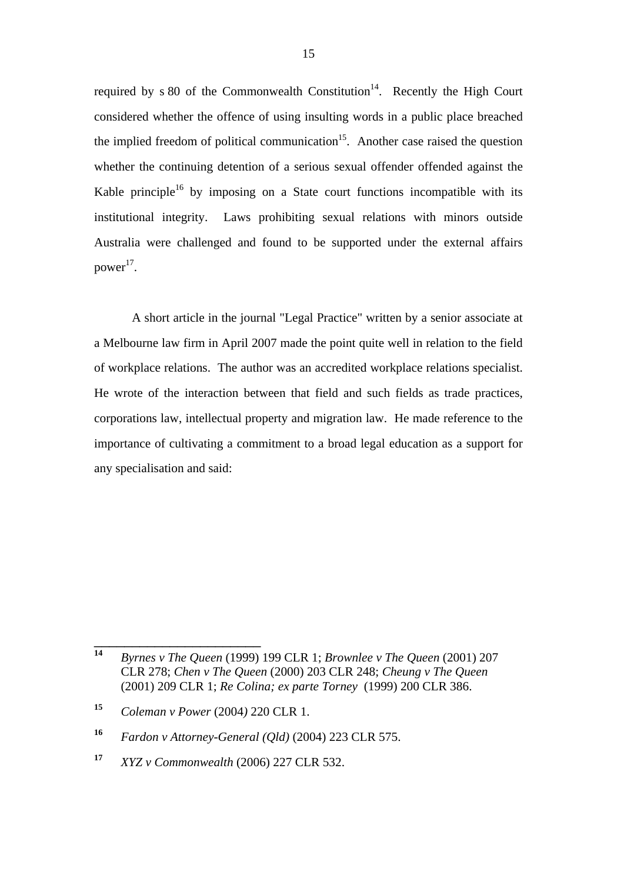required by s 80 of the Commonwealth Constitution[14]. Recently the High Court considered whether the offence of using insulting words in a public place breached the implied freedom of political communication[15]. Another case raised the question whether the continuing detention of a serious sexual offender offended against the Kable principle[16] by imposing on a State court functions incompatible with its institutional integrity. Laws prohibiting sexual relations with minors outside Australia were challenged and found to be supported under the external affairs power[17].

A short article in the journal "Legal Practice" written by a senior associate at a Melbourne law firm in April 2007 made the point quite well in relation to the field of workplace relations. The author was an accredited workplace relations specialist. He wrote of the interaction between that field and such fields as trade practices, corporations law, intellectual property and migration law. He made reference to the importance of cultivating a commitment to a broad legal education as a support for any specialisation and said:

---

[14] *Byrnes v The Queen* (1999) 199 CLR 1; *Brownlee v The Queen* (2001) 207 CLR 278; *Chen v The Queen* (2000) 203 CLR 248; *Cheung v The Queen* (2001) 209 CLR 1; *Re Colina; ex parte Torney* (1999) 200 CLR 386.

[15] *Coleman v Power* (2004) 220 CLR 1.

[16] *Fardon v Attorney-General (Qld)* (2004) 223 CLR 575.

[17] *XYZ v Commonwealth* (2006) 227 CLR 532.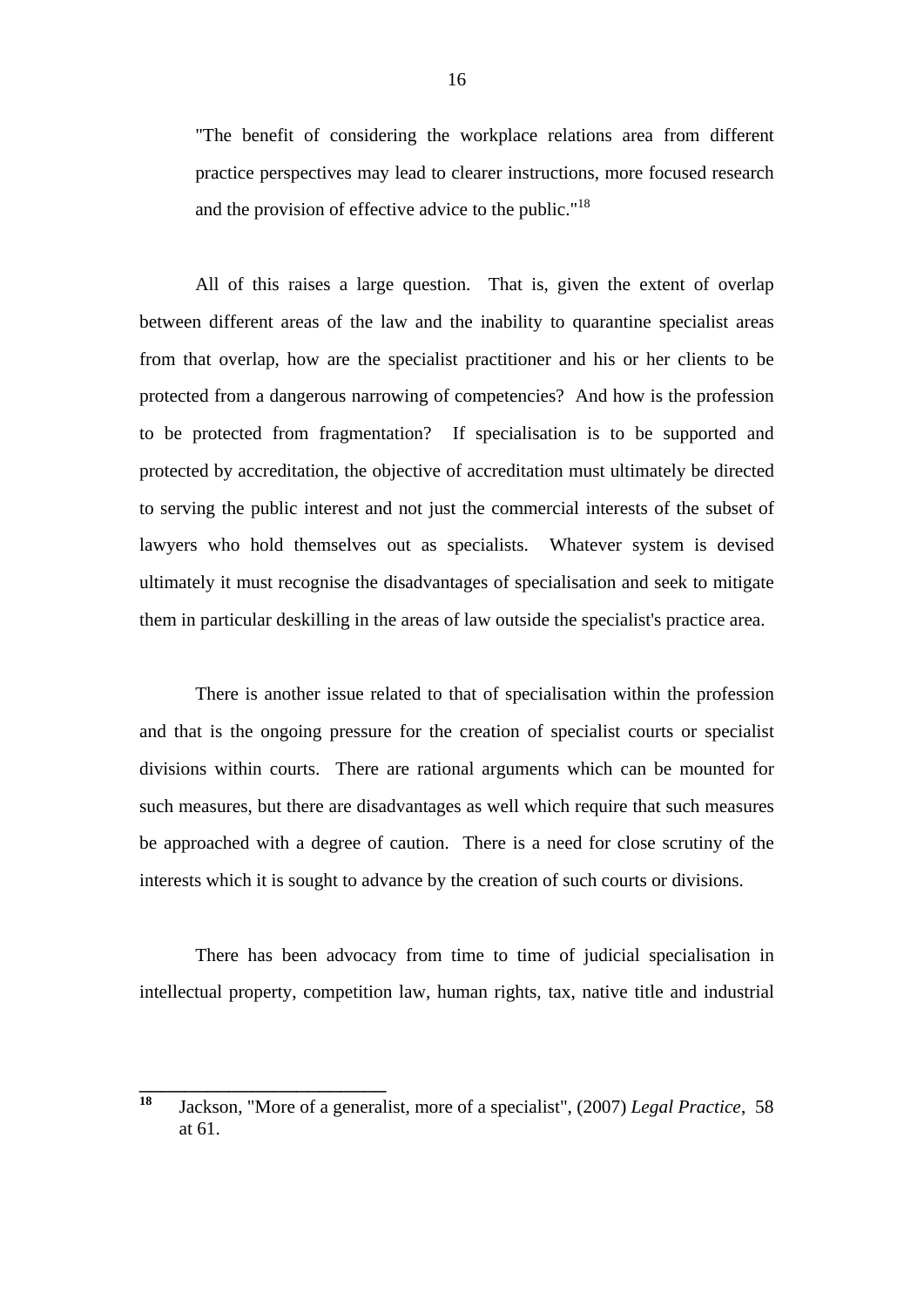> "The benefit of considering the workplace relations area from different practice perspectives may lead to clearer instructions, more focused research and the provision of effective advice to the public."[18]

All of this raises a large question. That is, given the extent of overlap between different areas of the law and the inability to quarantine specialist areas from that overlap, how are the specialist practitioner and his or her clients to be protected from a dangerous narrowing of competencies? And how is the profession to be protected from fragmentation? If specialisation is to be supported and protected by accreditation, the objective of accreditation must ultimately be directed to serving the public interest and not just the commercial interests of the subset of lawyers who hold themselves out as specialists. Whatever system is devised ultimately it must recognise the disadvantages of specialisation and seek to mitigate them in particular deskilling in the areas of law outside the specialist's practice area.

There is another issue related to that of specialisation within the profession and that is the ongoing pressure for the creation of specialist courts or specialist divisions within courts. There are rational arguments which can be mounted for such measures, but there are disadvantages as well which require that such measures be approached with a degree of caution. There is a need for close scrutiny of the interests which it is sought to advance by the creation of such courts or divisions.

There has been advocacy from time to time of judicial specialisation in intellectual property, competition law, human rights, tax, native title and industrial

---

[18] Jackson, "More of a generalist, more of a specialist", (2007) *Legal Practice*, 58 at 61.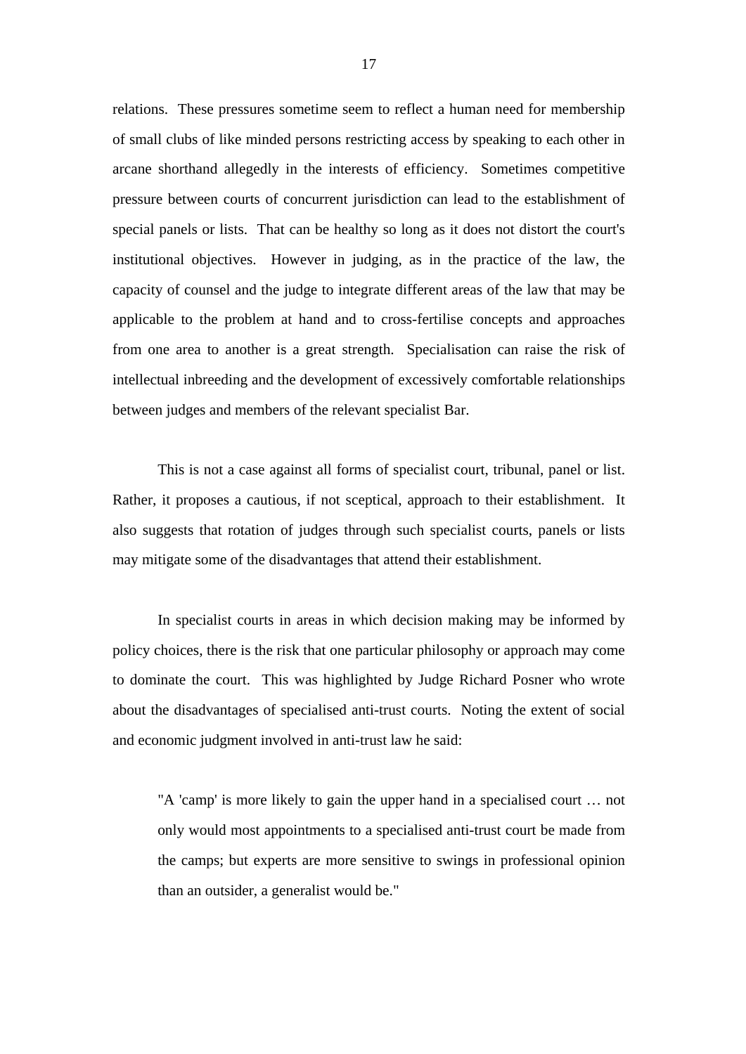relations. These pressures sometime seem to reflect a human need for membership of small clubs of like minded persons restricting access by speaking to each other in arcane shorthand allegedly in the interests of efficiency. Sometimes competitive pressure between courts of concurrent jurisdiction can lead to the establishment of special panels or lists. That can be healthy so long as it does not distort the court's institutional objectives. However in judging, as in the practice of the law, the capacity of counsel and the judge to integrate different areas of the law that may be applicable to the problem at hand and to cross-fertilise concepts and approaches from one area to another is a great strength. Specialisation can raise the risk of intellectual inbreeding and the development of excessively comfortable relationships between judges and members of the relevant specialist Bar.

This is not a case against all forms of specialist court, tribunal, panel or list. Rather, it proposes a cautious, if not sceptical, approach to their establishment. It also suggests that rotation of judges through such specialist courts, panels or lists may mitigate some of the disadvantages that attend their establishment.

In specialist courts in areas in which decision making may be informed by policy choices, there is the risk that one particular philosophy or approach may come to dominate the court. This was highlighted by Judge Richard Posner who wrote about the disadvantages of specialised anti-trust courts. Noting the extent of social and economic judgment involved in anti-trust law he said:

> "A 'camp' is more likely to gain the upper hand in a specialised court … not only would most appointments to a specialised anti-trust court be made from the camps; but experts are more sensitive to swings in professional opinion than an outsider, a generalist would be."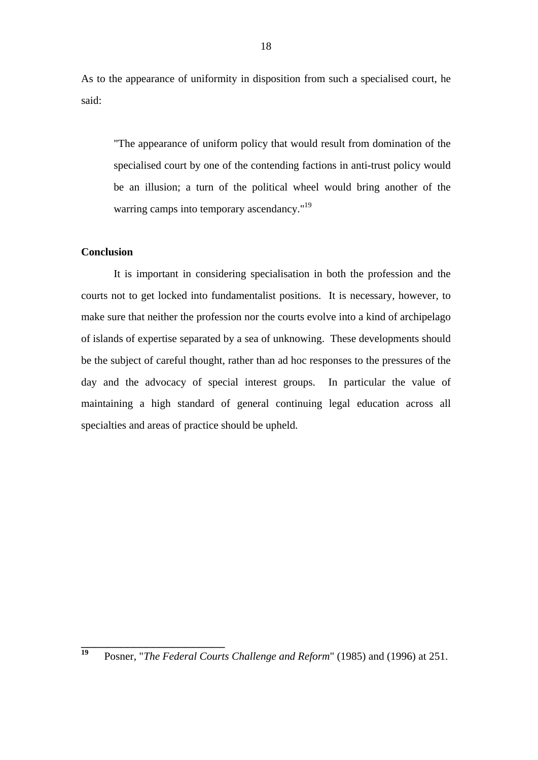As to the appearance of uniformity in disposition from such a specialised court, he said:

> "The appearance of uniform policy that would result from domination of the specialised court by one of the contending factions in anti-trust policy would be an illusion; a turn of the political wheel would bring another of the warring camps into temporary ascendancy."[19]

**Conclusion**

It is important in considering specialisation in both the profession and the courts not to get locked into fundamentalist positions. It is necessary, however, to make sure that neither the profession nor the courts evolve into a kind of archipelago of islands of expertise separated by a sea of unknowing. These developments should be the subject of careful thought, rather than ad hoc responses to the pressures of the day and the advocacy of special interest groups. In particular the value of maintaining a high standard of general continuing legal education across all specialties and areas of practice should be upheld.

---

[19] Posner, "*The Federal Courts Challenge and Reform*" (1985) and (1996) at 251.